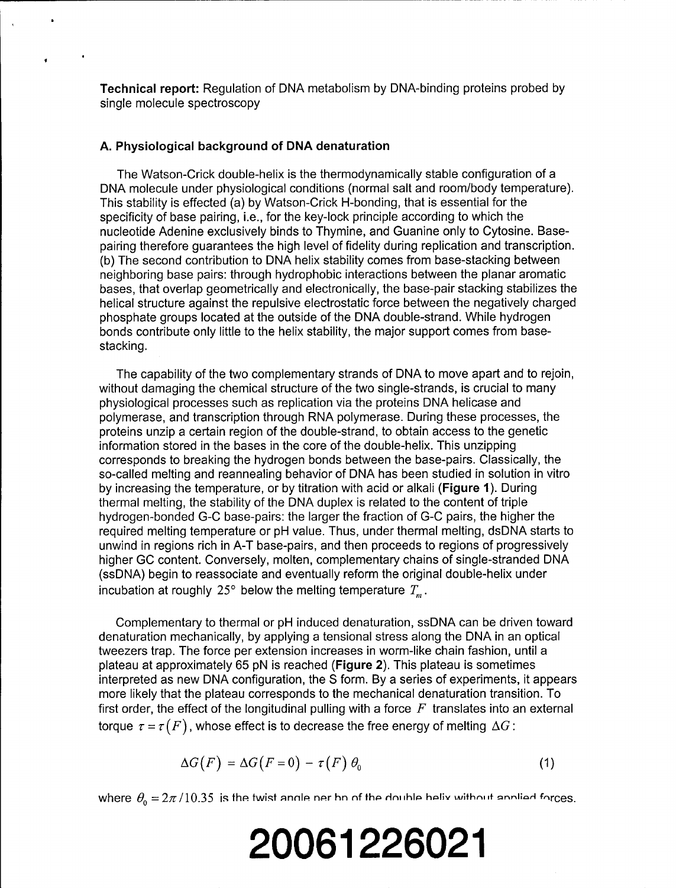**Technical report:** Regulation of DNA metabolism by DNA-binding proteins probed by single molecule spectroscopy

### A. Physiological background of DNA denaturation

The Watson-Crick double-helix is the thermodynamically stable configuration of a DNA molecule under physiological conditions (normal salt and room/body temperature). This stability is effected (a) by Watson-Crick H-bonding, that is essential for the specificity of base pairing, i.e., for the key-lock principle according to which the nucleotide Adenine exclusively binds to Thymine, and Guanine only to Cytosine. Base-pairing therefore guarantees the high level of fidelity during replication and transcription. (b) The second contribution to DNA helix stability comes from base-stacking between neighboring base pairs: through hydrophobic interactions between the planar aromatic bases, that overlap geometrically and electronically, the base-pair stacking stabilizes the helical structure against the repulsive electrostatic force between the negatively charged phosphate groups located at the outside of the DNA double-strand. While hydrogen bonds contribute only little to the helix stability, the major support comes from base-stacking.

The capability of the two complementary strands of DNA to move apart and to rejoin, without damaging the chemical structure of the two single-strands, is crucial to many physiological processes such as replication via the proteins DNA helicase and polymerase, and transcription through RNA polymerase. During these processes, the proteins unzip a certain region of the double-strand, to obtain access to the genetic information stored in the bases in the core of the double-helix. This unzipping corresponds to breaking the hydrogen bonds between the base-pairs. Classically, the so-called melting and reannealing behavior of DNA has been studied in solution in vitro by increasing the temperature, or by titration with acid or alkali (**Figure 1**). During thermal melting, the stability of the DNA duplex is related to the content of triple hydrogen-bonded G-C base-pairs: the larger the fraction of G-C pairs, the higher the required melting temperature or pH value. Thus, under thermal melting, dsDNA starts to unwind in regions rich in A-T base-pairs, and then proceeds to regions of progressively higher GC content. Conversely, molten, complementary chains of single-stranded DNA (ssDNA) begin to reassociate and eventually reform the original double-helix under incubation at roughly 25° below the melting temperature $T_m$.

Complementary to thermal or pH induced denaturation, ssDNA can be driven toward denaturation mechanically, by applying a tensional stress along the DNA in an optical tweezers trap. The force per extension increases in worm-like chain fashion, until a plateau at approximately 65 pN is reached (**Figure 2**). This plateau is sometimes interpreted as new DNA configuration, the S form. By a series of experiments, it appears more likely that the plateau corresponds to the mechanical denaturation transition. To first order, the effect of the longitudinal pulling with a force $F$ translates into an external torque $\tau = \tau(F)$, whose effect is to decrease the free energy of melting $\Delta G$:

$$\Delta G(F) = \Delta G(F=0) - \tau(F)\,\theta_0 \tag{1}$$

where $\theta_0 = 2\pi/10.35$ is the twist angle per bp of the double helix without applied forces.

**20061226021**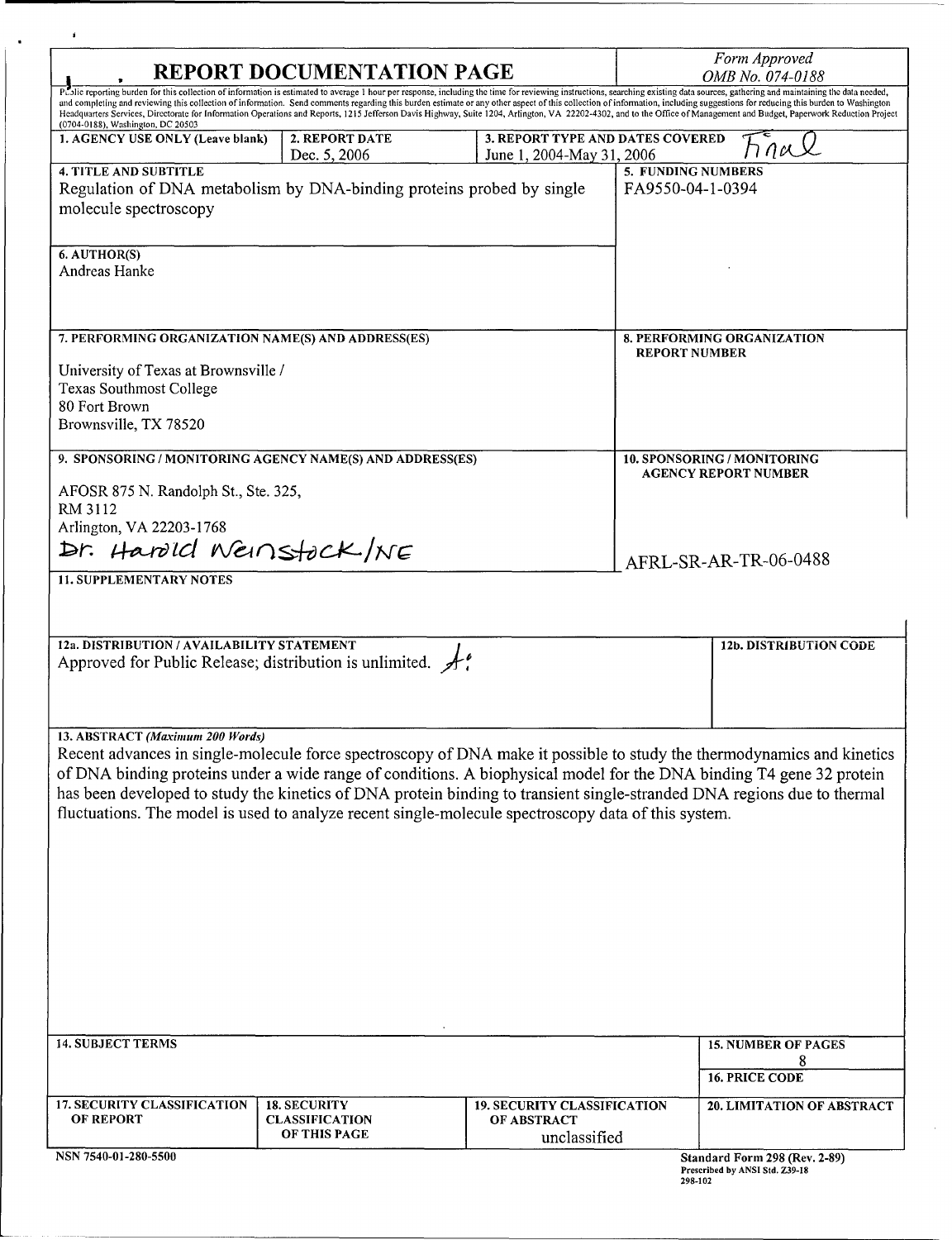# REPORT DOCUMENTATION PAGE

*Form Approved*
*OMB No. 074-0188*

Public reporting burden for this collection of information is estimated to average 1 hour per response, including the time for reviewing instructions, searching existing data sources, gathering and maintaining the data needed, and completing and reviewing this collection of information. Send comments regarding this burden estimate or any other aspect of this collection of information, including suggestions for reducing this burden to Washington Headquarters Services, Directorate for Information Operations and Reports, 1215 Jefferson Davis Highway, Suite 1204, Arlington, VA 22202-4302, and to the Office of Management and Budget, Paperwork Reduction Project (0704-0188), Washington, DC 20503

| 1. AGENCY USE ONLY (Leave blank) | 2. REPORT DATE | 3. REPORT TYPE AND DATES COVERED |
|---|---|---|
| | Dec. 5, 2006 | June 1, 2004-May 31, 2006 Final |

**4. TITLE AND SUBTITLE**
Regulation of DNA metabolism by DNA-binding proteins probed by single molecule spectroscopy

**5. FUNDING NUMBERS**
FA9550-04-1-0394

**6. AUTHOR(S)**
Andreas Hanke

**7. PERFORMING ORGANIZATION NAME(S) AND ADDRESS(ES)**
University of Texas at Brownsville /
Texas Southmost College
80 Fort Brown
Brownsville, TX 78520

**8. PERFORMING ORGANIZATION REPORT NUMBER**

**9. SPONSORING / MONITORING AGENCY NAME(S) AND ADDRESS(ES)**
AFOSR 875 N. Randolph St., Ste. 325,
RM 3112
Arlington, VA 22203-1768
Dr. Harold Weinstock/NE

**10. SPONSORING / MONITORING AGENCY REPORT NUMBER**
AFRL-SR-AR-TR-06-0488

**11. SUPPLEMENTARY NOTES**

**12a. DISTRIBUTION / AVAILABILITY STATEMENT**
Approved for Public Release; distribution is unlimited. A

**12b. DISTRIBUTION CODE**

**13. ABSTRACT** *(Maximum 200 Words)*
Recent advances in single-molecule force spectroscopy of DNA make it possible to study the thermodynamics and kinetics of DNA binding proteins under a wide range of conditions. A biophysical model for the DNA binding T4 gene 32 protein has been developed to study the kinetics of DNA protein binding to transient single-stranded DNA regions due to thermal fluctuations. The model is used to analyze recent single-molecule spectroscopy data of this system.

| 14. SUBJECT TERMS | | | 15. NUMBER OF PAGES |
|---|---|---|---|
| | | | 8 |
| | | | 16. PRICE CODE |
| **17. SECURITY CLASSIFICATION OF REPORT** | **18. SECURITY CLASSIFICATION OF THIS PAGE** | **19. SECURITY CLASSIFICATION OF ABSTRACT** | **20. LIMITATION OF ABSTRACT** |
| | | unclassified | |

NSN 7540-01-280-5500

Standard Form 298 (Rev. 2-89)
Prescribed by ANSI Std. Z39-18
298-102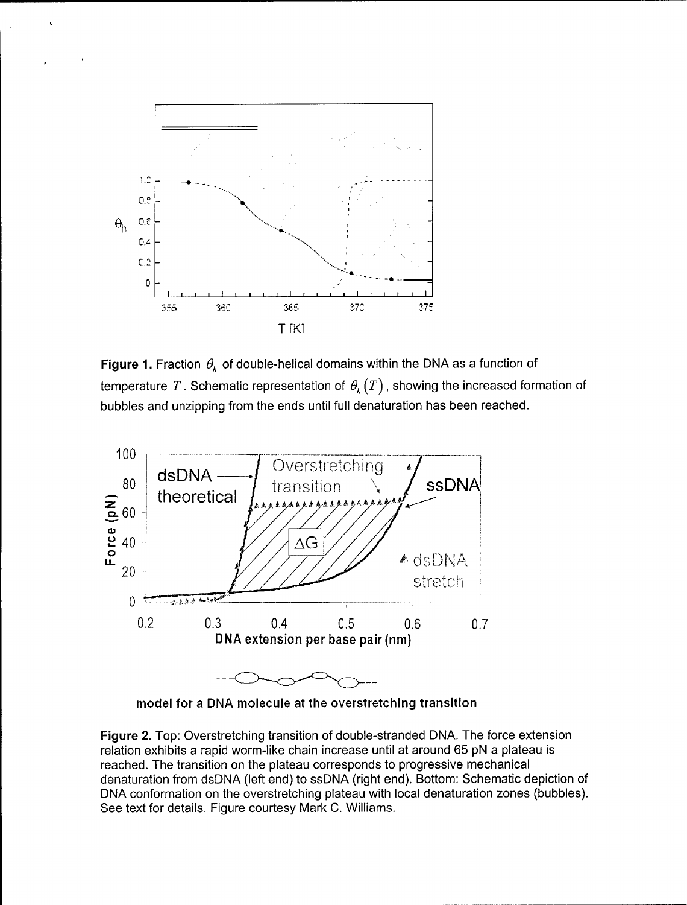**Figure 1.** Fraction $\theta_h$ of double-helical domains within the DNA as a function of temperature $T$. Schematic representation of $\theta_h(T)$, showing the increased formation of bubbles and unzipping from the ends until full denaturation has been reached.

model for a DNA molecule at the overstretching transition

**Figure 2.** Top: Overstretching transition of double-stranded DNA. The force extension relation exhibits a rapid worm-like chain increase until at around 65 pN a plateau is reached. The transition on the plateau corresponds to progressive mechanical denaturation from dsDNA (left end) to ssDNA (right end). Bottom: Schematic depiction of DNA conformation on the overstretching plateau with local denaturation zones (bubbles). See text for details. Figure courtesy Mark C. Williams.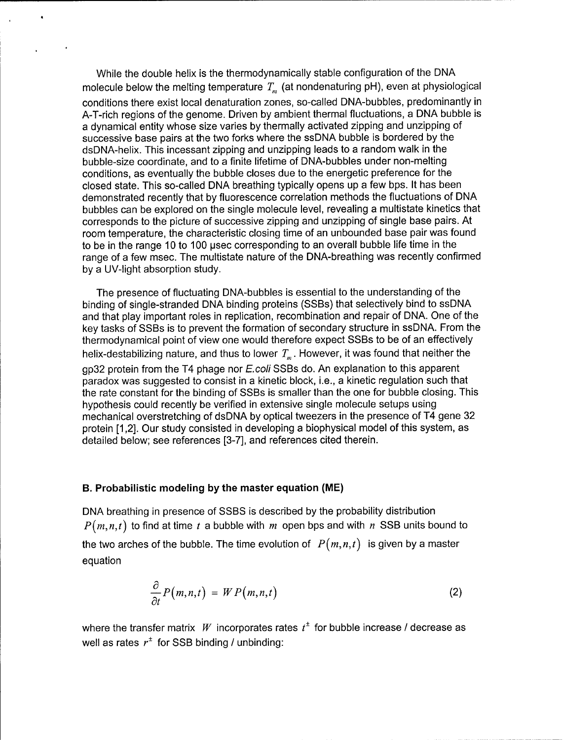While the double helix is the thermodynamically stable configuration of the DNA molecule below the melting temperature $T_m$ (at nondenaturing pH), even at physiological conditions there exist local denaturation zones, so-called DNA-bubbles, predominantly in A-T-rich regions of the genome. Driven by ambient thermal fluctuations, a DNA bubble is a dynamical entity whose size varies by thermally activated zipping and unzipping of successive base pairs at the two forks where the ssDNA bubble is bordered by the dsDNA-helix. This incessant zipping and unzipping leads to a random walk in the bubble-size coordinate, and to a finite lifetime of DNA-bubbles under non-melting conditions, as eventually the bubble closes due to the energetic preference for the closed state. This so-called DNA breathing typically opens up a few bps. It has been demonstrated recently that by fluorescence correlation methods the fluctuations of DNA bubbles can be explored on the single molecule level, revealing a multistate kinetics that corresponds to the picture of successive zipping and unzipping of single base pairs. At room temperature, the characteristic closing time of an unbounded base pair was found to be in the range 10 to 100 μsec corresponding to an overall bubble life time in the range of a few msec. The multistate nature of the DNA-breathing was recently confirmed by a UV-light absorption study.

The presence of fluctuating DNA-bubbles is essential to the understanding of the binding of single-stranded DNA binding proteins (SSBs) that selectively bind to ssDNA and that play important roles in replication, recombination and repair of DNA. One of the key tasks of SSBs is to prevent the formation of secondary structure in ssDNA. From the thermodynamical point of view one would therefore expect SSBs to be of an effectively helix-destabilizing nature, and thus to lower $T_m$. However, it was found that neither the gp32 protein from the T4 phage nor *E.coli* SSBs do. An explanation to this apparent paradox was suggested to consist in a kinetic block, i.e., a kinetic regulation such that the rate constant for the binding of SSBs is smaller than the one for bubble closing. This hypothesis could recently be verified in extensive single molecule setups using mechanical overstretching of dsDNA by optical tweezers in the presence of T4 gene 32 protein [1,2]. Our study consisted in developing a biophysical model of this system, as detailed below; see references [3-7], and references cited therein.

### B. Probabilistic modeling by the master equation (ME)

DNA breathing in presence of SSBS is described by the probability distribution $P(m,n,t)$ to find at time $t$ a bubble with $m$ open bps and with $n$ SSB units bound to the two arches of the bubble. The time evolution of $P(m,n,t)$ is given by a master equation

$$\frac{\partial}{\partial t} P(m,n,t) = W\,P(m,n,t) \tag{2}$$

where the transfer matrix $W$ incorporates rates $t^{\pm}$ for bubble increase / decrease as well as rates $r^{\pm}$ for SSB binding / unbinding: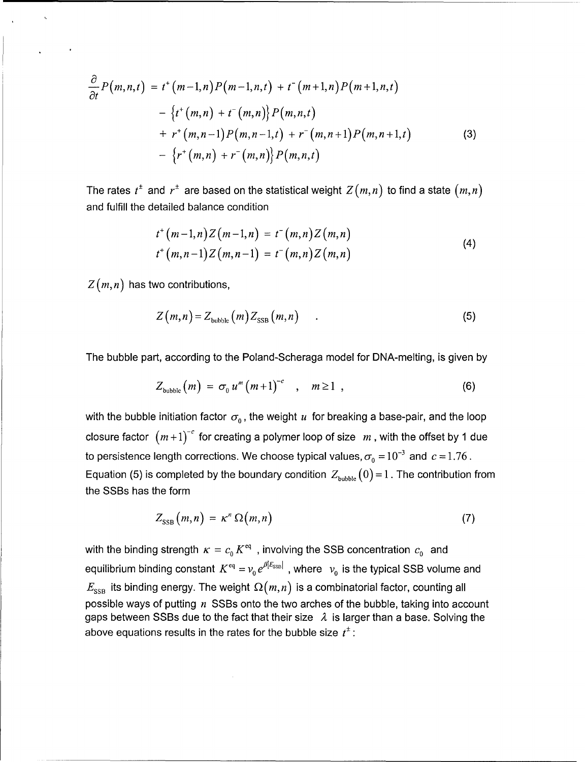$$
\begin{aligned}
\frac{\partial}{\partial t}P(m,n,t) &= t^{+}(m-1,n)P(m-1,n,t) + t^{-}(m+1,n)P(m+1,n,t) \\
&\quad - \left\{t^{+}(m,n) + t^{-}(m,n)\right\}P(m,n,t) \\
&\quad + r^{+}(m,n-1)P(m,n-1,t) + r^{-}(m,n+1)P(m,n+1,t) \\
&\quad - \left\{r^{+}(m,n) + r^{-}(m,n)\right\}P(m,n,t)
\end{aligned}
\tag{3}
$$

The rates $t^{\pm}$ and $r^{\pm}$ are based on the statistical weight $Z(m,n)$ to find a state $(m,n)$ and fulfill the detailed balance condition

$$
\begin{aligned}
t^{+}(m-1,n)Z(m-1,n) &= t^{-}(m,n)Z(m,n) \\
t^{+}(m,n-1)Z(m,n-1) &= t^{-}(m,n)Z(m,n)
\end{aligned}
\tag{4}
$$

$Z(m,n)$ has two contributions,

$$
Z(m,n) = Z_{\text{bubble}}(m)\, Z_{\text{SSB}}(m,n) \quad . \tag{5}
$$

The bubble part, according to the Poland-Scheraga model for DNA-melting, is given by

$$
Z_{\text{bubble}}(m) = \sigma_0\, u^m (m+1)^{-c} \quad , \quad m \geq 1 \ , \tag{6}
$$

with the bubble initiation factor $\sigma_0$, the weight $u$ for breaking a base-pair, and the loop closure factor $(m+1)^{-c}$ for creating a polymer loop of size $m$, with the offset by 1 due to persistence length corrections. We choose typical values, $\sigma_0 = 10^{-3}$ and $c = 1.76$. Equation (5) is completed by the boundary condition $Z_{\text{bubble}}(0) = 1$. The contribution from the SSBs has the form

$$
Z_{\text{SSB}}(m,n) = \kappa^n\, \Omega(m,n) \tag{7}
$$

with the binding strength $\kappa = c_0 K^{\text{eq}}$, involving the SSB concentration $c_0$ and equilibrium binding constant $K^{\text{eq}} = v_0 e^{\beta |E_{\text{SSB}}|}$, where $v_0$ is the typical SSB volume and $E_{\text{SSB}}$ its binding energy. The weight $\Omega(m,n)$ is a combinatorial factor, counting all possible ways of putting $n$ SSBs onto the two arches of the bubble, taking into account gaps between SSBs due to the fact that their size $\lambda$ is larger than a base. Solving the above equations results in the rates for the bubble size $t^{\pm}$: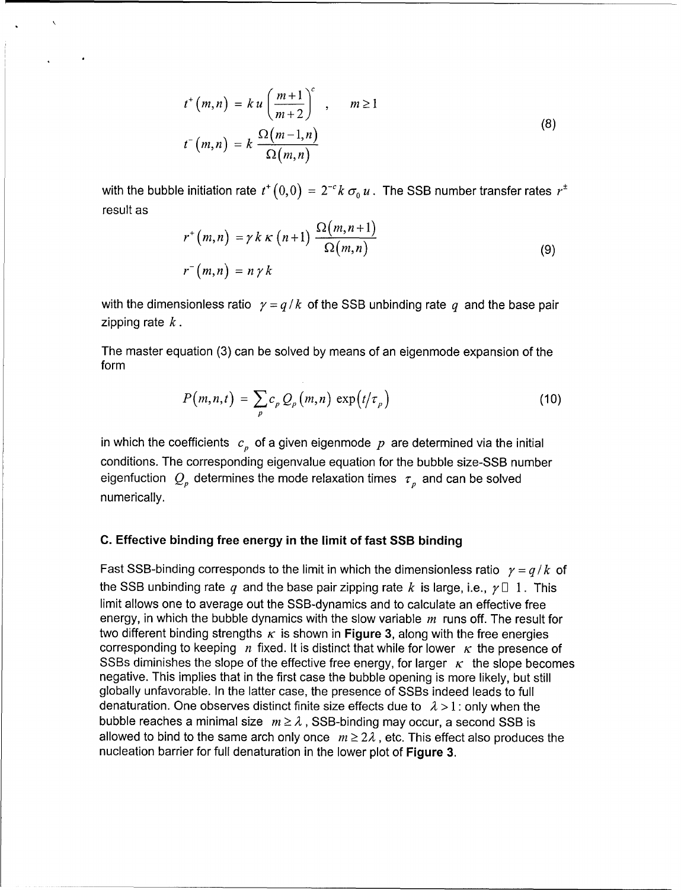$$
\begin{aligned}
t^{+}(m,n) &= k\,u\left(\frac{m+1}{m+2}\right)^{c} \quad, \quad m \geq 1 \\
t^{-}(m,n) &= k\,\frac{\Omega(m-1,n)}{\Omega(m,n)}
\end{aligned}
\tag{8}
$$

with the bubble initiation rate $t^{+}(0,0) = 2^{-c} k\,\sigma_0\,u$. The SSB number transfer rates $r^{\pm}$ result as

$$
\begin{aligned}
r^{+}(m,n) &= \gamma\,k\,\kappa\,(n+1)\,\frac{\Omega(m,n+1)}{\Omega(m,n)} \\
r^{-}(m,n) &= n\,\gamma\,k
\end{aligned}
\tag{9}
$$

with the dimensionless ratio $\gamma = q/k$ of the SSB unbinding rate $q$ and the base pair zipping rate $k$.

The master equation (3) can be solved by means of an eigenmode expansion of the form

$$
P(m,n,t) = \sum_{p} c_p\,Q_p(m,n)\,\exp\left(t/\tau_p\right) \tag{10}
$$

in which the coefficients $c_p$ of a given eigenmode $p$ are determined via the initial conditions. The corresponding eigenvalue equation for the bubble size-SSB number eigenfuction $Q_p$ determines the mode relaxation times $\tau_p$ and can be solved numerically.

### C. Effective binding free energy in the limit of fast SSB binding

Fast SSB-binding corresponds to the limit in which the dimensionless ratio $\gamma = q/k$ of the SSB unbinding rate $q$ and the base pair zipping rate $k$ is large, i.e., $\gamma \gg 1$. This limit allows one to average out the SSB-dynamics and to calculate an effective free energy, in which the bubble dynamics with the slow variable $m$ runs off. The result for two different binding strengths $\kappa$ is shown in **Figure 3**, along with the free energies corresponding to keeping $n$ fixed. It is distinct that while for lower $\kappa$ the presence of SSBs diminishes the slope of the effective free energy, for larger $\kappa$ the slope becomes negative. This implies that in the first case the bubble opening is more likely, but still globally unfavorable. In the latter case, the presence of SSBs indeed leads to full denaturation. One observes distinct finite size effects due to $\lambda > 1$: only when the bubble reaches a minimal size $m \geq \lambda$, SSB-binding may occur, a second SSB is allowed to bind to the same arch only once $m \geq 2\lambda$, etc. This effect also produces the nucleation barrier for full denaturation in the lower plot of **Figure 3**.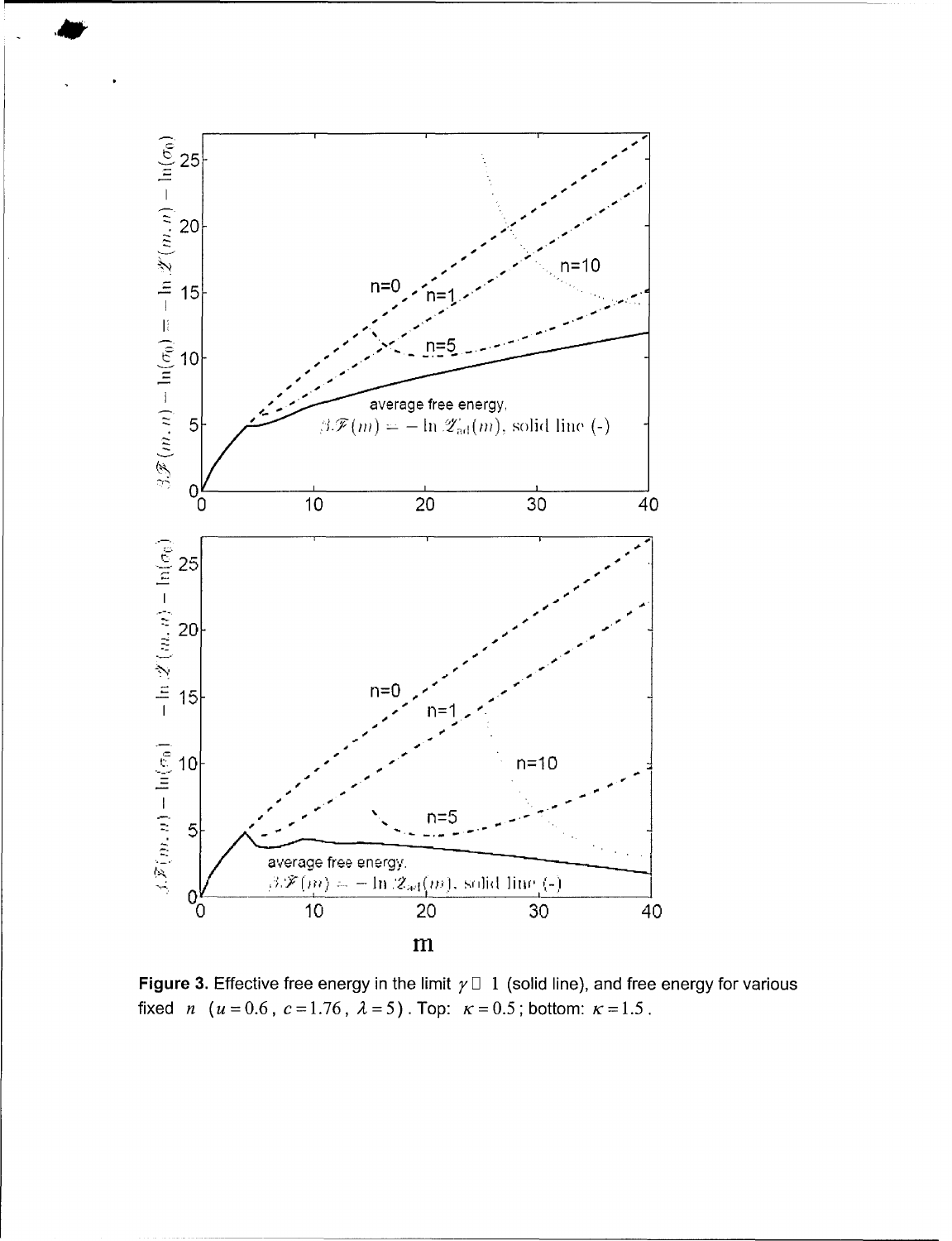**Figure 3.** Effective free energy in the limit $\gamma \ll 1$ (solid line), and free energy for various fixed $n$ ($u = 0.6$, $c = 1.76$, $\lambda = 5$). Top: $\kappa = 0.5$; bottom: $\kappa = 1.5$.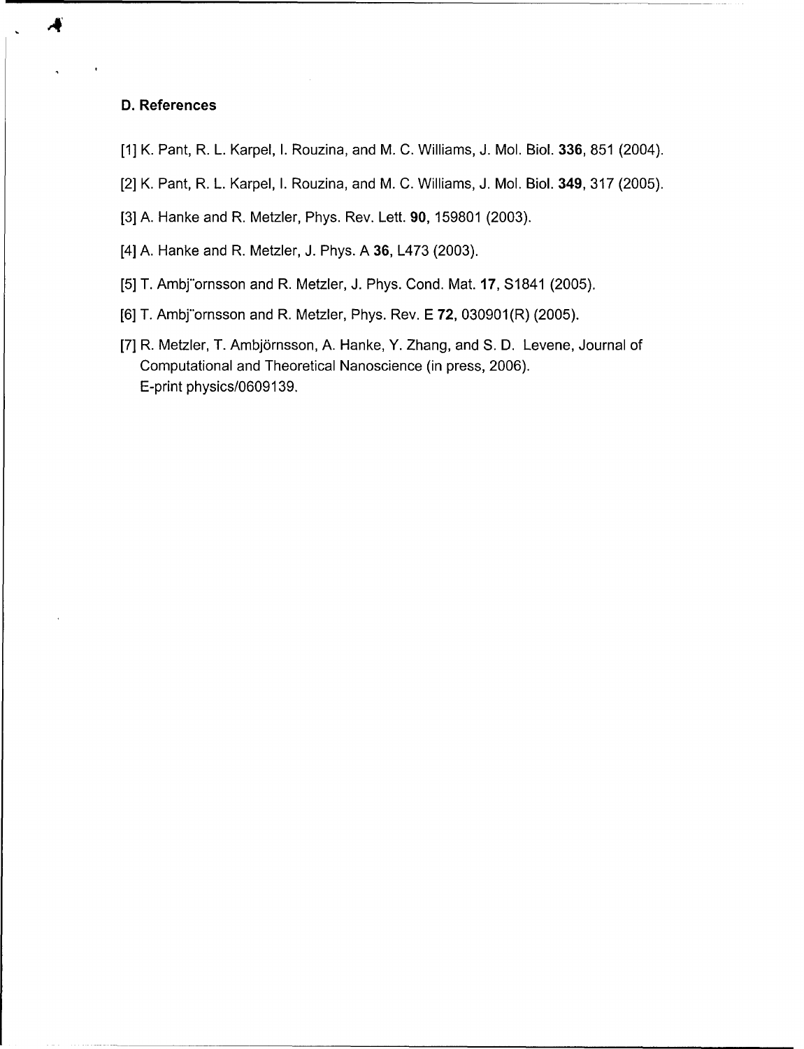### D. References

[1] K. Pant, R. L. Karpel, I. Rouzina, and M. C. Williams, J. Mol. Biol. **336**, 851 (2004).

[2] K. Pant, R. L. Karpel, I. Rouzina, and M. C. Williams, J. Mol. Biol. **349**, 317 (2005).

[3] A. Hanke and R. Metzler, Phys. Rev. Lett. **90**, 159801 (2003).

[4] A. Hanke and R. Metzler, J. Phys. A **36**, L473 (2003).

[5] T. Ambj¨ornsson and R. Metzler, J. Phys. Cond. Mat. **17**, S1841 (2005).

[6] T. Ambj¨ornsson and R. Metzler, Phys. Rev. E **72**, 030901(R) (2005).

[7] R. Metzler, T. Ambjörnsson, A. Hanke, Y. Zhang, and S. D. Levene, Journal of Computational and Theoretical Nanoscience (in press, 2006). E-print physics/0609139.